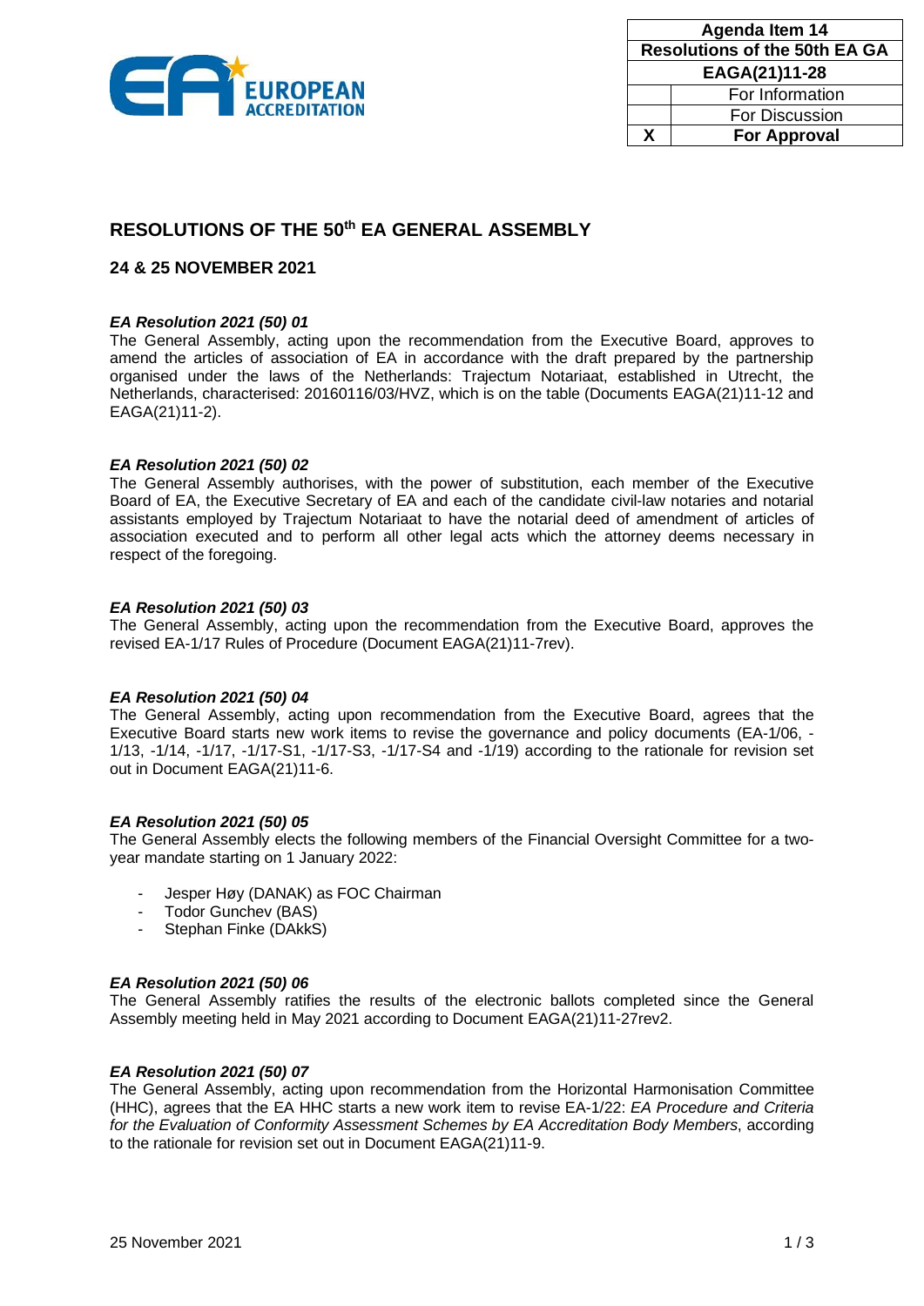| Agenda Item 14 | |
|---|---|
| Resolutions of the 50th EA GA | |
| EAGA(21)11-28 | |
| | For Information |
| | For Discussion |
| X | **For Approval** |

## RESOLUTIONS OF THE 50th EA GENERAL ASSEMBLY

### 24 & 25 NOVEMBER 2021

***EA Resolution 2021 (50) 01***
The General Assembly, acting upon the recommendation from the Executive Board, approves to amend the articles of association of EA in accordance with the draft prepared by the partnership organised under the laws of the Netherlands: Trajectum Notariaat, established in Utrecht, the Netherlands, characterised: 20160116/03/HVZ, which is on the table (Documents EAGA(21)11-12 and EAGA(21)11-2).

***EA Resolution 2021 (50) 02***
The General Assembly authorises, with the power of substitution, each member of the Executive Board of EA, the Executive Secretary of EA and each of the candidate civil-law notaries and notarial assistants employed by Trajectum Notariaat to have the notarial deed of amendment of articles of association executed and to perform all other legal acts which the attorney deems necessary in respect of the foregoing.

***EA Resolution 2021 (50) 03***
The General Assembly, acting upon the recommendation from the Executive Board, approves the revised EA-1/17 Rules of Procedure (Document EAGA(21)11-7rev).

***EA Resolution 2021 (50) 04***
The General Assembly, acting upon recommendation from the Executive Board, agrees that the Executive Board starts new work items to revise the governance and policy documents (EA-1/06, -1/13, -1/14, -1/17, -1/17-S1, -1/17-S3, -1/17-S4 and -1/19) according to the rationale for revision set out in Document EAGA(21)11-6.

***EA Resolution 2021 (50) 05***
The General Assembly elects the following members of the Financial Oversight Committee for a two-year mandate starting on 1 January 2022:

- Jesper Høy (DANAK) as FOC Chairman
- Todor Gunchev (BAS)
- Stephan Finke (DAkkS)

***EA Resolution 2021 (50) 06***
The General Assembly ratifies the results of the electronic ballots completed since the General Assembly meeting held in May 2021 according to Document EAGA(21)11-27rev2.

***EA Resolution 2021 (50) 07***
The General Assembly, acting upon recommendation from the Horizontal Harmonisation Committee (HHC), agrees that the EA HHC starts a new work item to revise EA-1/22: *EA Procedure and Criteria for the Evaluation of Conformity Assessment Schemes by EA Accreditation Body Members*, according to the rationale for revision set out in Document EAGA(21)11-9.

25 November 2021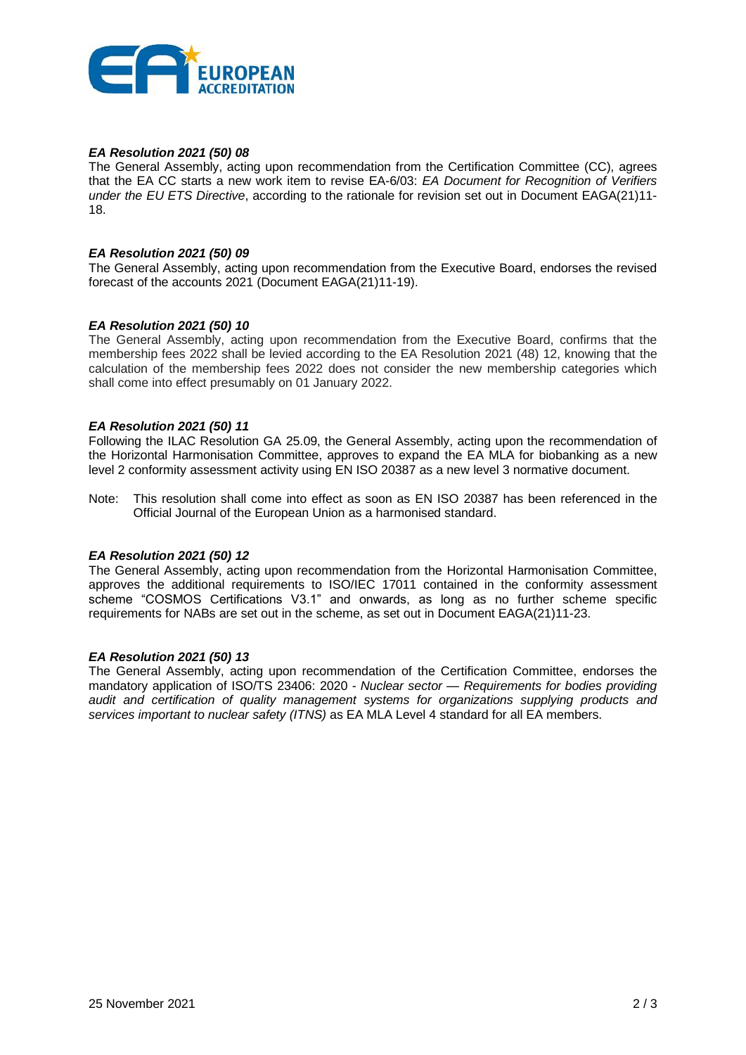### *EA Resolution 2021 (50) 08*

The General Assembly, acting upon recommendation from the Certification Committee (CC), agrees that the EA CC starts a new work item to revise EA-6/03: *EA Document for Recognition of Verifiers under the EU ETS Directive*, according to the rationale for revision set out in Document EAGA(21)11-18.

### *EA Resolution 2021 (50) 09*

The General Assembly, acting upon recommendation from the Executive Board, endorses the revised forecast of the accounts 2021 (Document EAGA(21)11-19).

### *EA Resolution 2021 (50) 10*

The General Assembly, acting upon recommendation from the Executive Board, confirms that the membership fees 2022 shall be levied according to the EA Resolution 2021 (48) 12, knowing that the calculation of the membership fees 2022 does not consider the new membership categories which shall come into effect presumably on 01 January 2022.

### *EA Resolution 2021 (50) 11*

Following the ILAC Resolution GA 25.09, the General Assembly, acting upon the recommendation of the Horizontal Harmonisation Committee, approves to expand the EA MLA for biobanking as a new level 2 conformity assessment activity using EN ISO 20387 as a new level 3 normative document.

Note: This resolution shall come into effect as soon as EN ISO 20387 has been referenced in the Official Journal of the European Union as a harmonised standard.

### *EA Resolution 2021 (50) 12*

The General Assembly, acting upon recommendation from the Horizontal Harmonisation Committee, approves the additional requirements to ISO/IEC 17011 contained in the conformity assessment scheme "COSMOS Certifications V3.1" and onwards, as long as no further scheme specific requirements for NABs are set out in the scheme, as set out in Document EAGA(21)11-23.

### *EA Resolution 2021 (50) 13*

The General Assembly, acting upon recommendation of the Certification Committee, endorses the mandatory application of ISO/TS 23406: 2020 - *Nuclear sector — Requirements for bodies providing audit and certification of quality management systems for organizations supplying products and services important to nuclear safety (ITNS)* as EA MLA Level 4 standard for all EA members.

25 November 2021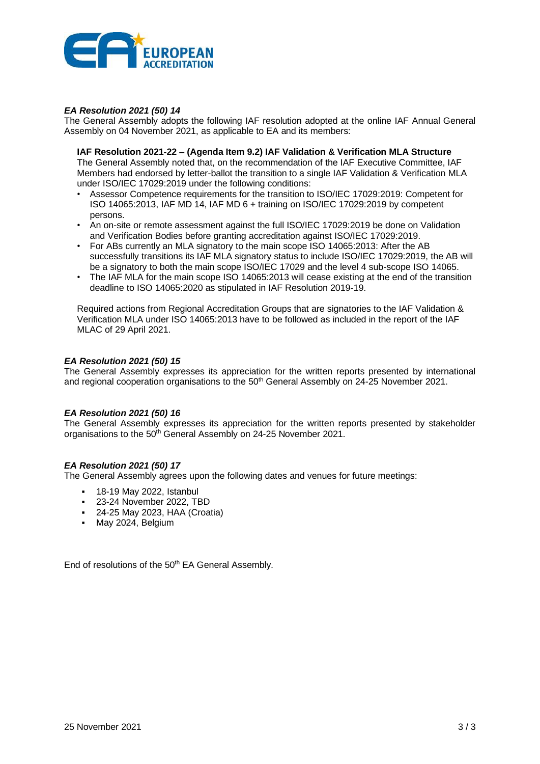***EA Resolution 2021 (50) 14***

The General Assembly adopts the following IAF resolution adopted at the online IAF Annual General Assembly on 04 November 2021, as applicable to EA and its members:

> **IAF Resolution 2021-22 – (Agenda Item 9.2) IAF Validation & Verification MLA Structure**
>
> The General Assembly noted that, on the recommendation of the IAF Executive Committee, IAF Members had endorsed by letter-ballot the transition to a single IAF Validation & Verification MLA under ISO/IEC 17029:2019 under the following conditions:
>
> - Assessor Competence requirements for the transition to ISO/IEC 17029:2019: Competent for ISO 14065:2013, IAF MD 14, IAF MD 6 + training on ISO/IEC 17029:2019 by competent persons.
> - An on-site or remote assessment against the full ISO/IEC 17029:2019 be done on Validation and Verification Bodies before granting accreditation against ISO/IEC 17029:2019.
> - For ABs currently an MLA signatory to the main scope ISO 14065:2013: After the AB successfully transitions its IAF MLA signatory status to include ISO/IEC 17029:2019, the AB will be a signatory to both the main scope ISO/IEC 17029 and the level 4 sub-scope ISO 14065.
> - The IAF MLA for the main scope ISO 14065:2013 will cease existing at the end of the transition deadline to ISO 14065:2020 as stipulated in IAF Resolution 2019-19.
>
> Required actions from Regional Accreditation Groups that are signatories to the IAF Validation & Verification MLA under ISO 14065:2013 have to be followed as included in the report of the IAF MLAC of 29 April 2021.

***EA Resolution 2021 (50) 15***

The General Assembly expresses its appreciation for the written reports presented by international and regional cooperation organisations to the 50th General Assembly on 24-25 November 2021.

***EA Resolution 2021 (50) 16***

The General Assembly expresses its appreciation for the written reports presented by stakeholder organisations to the 50th General Assembly on 24-25 November 2021.

***EA Resolution 2021 (50) 17***

The General Assembly agrees upon the following dates and venues for future meetings:

- 18-19 May 2022, Istanbul
- 23-24 November 2022, TBD
- 24-25 May 2023, HAA (Croatia)
- May 2024, Belgium

End of resolutions of the 50th EA General Assembly.